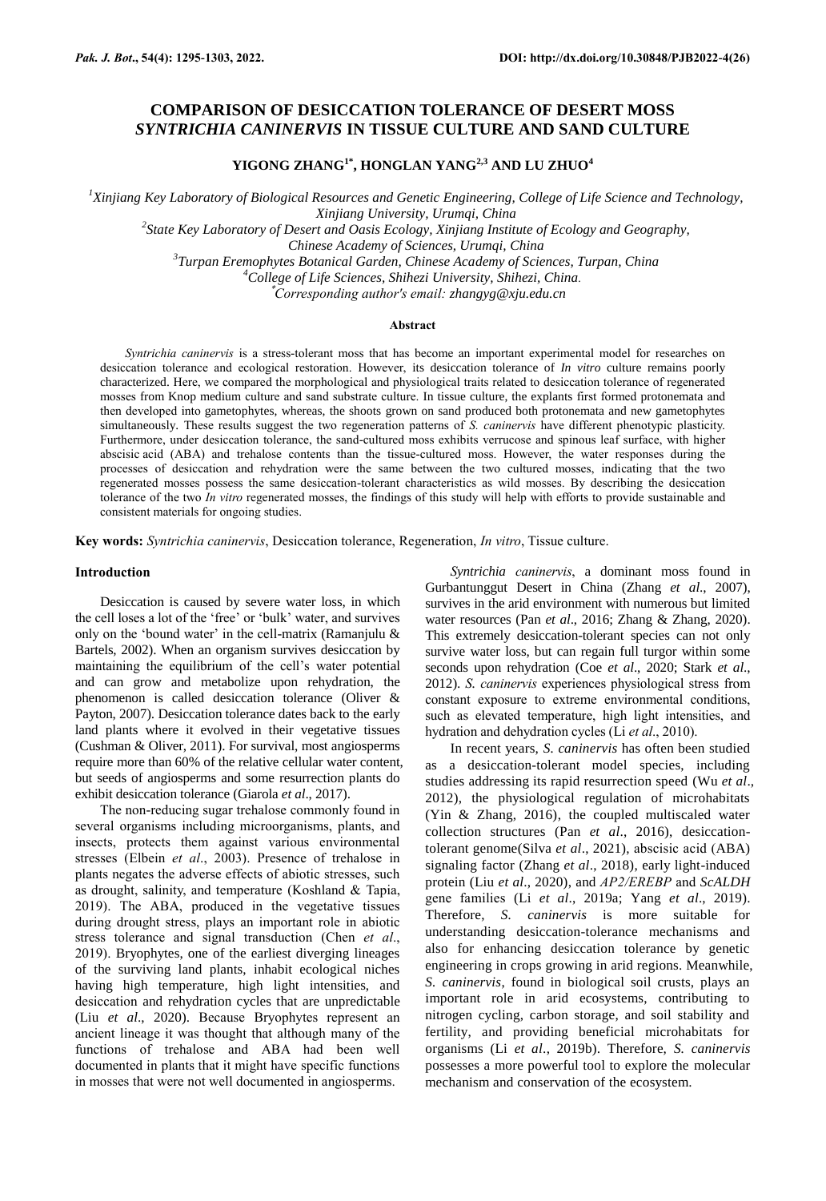# COMPARISON OF DESICCATION TOLERANCE OF DESERT MOSS *SYNTRICHIA CANINERVIS* IN TISSUE CULTURE AND SAND CULTURE

**YIGONG ZHANG[1*], HONGLAN YANG[2,3] AND LU ZHUO[4]**

*[1]Xinjiang Key Laboratory of Biological Resources and Genetic Engineering, College of Life Science and Technology, Xinjiang University, Urumqi, China*
*[2]State Key Laboratory of Desert and Oasis Ecology, Xinjiang Institute of Ecology and Geography, Chinese Academy of Sciences, Urumqi, China*
*[3]Turpan Eremophytes Botanical Garden, Chinese Academy of Sciences, Turpan, China*
*[4]College of Life Sciences, Shihezi University, Shihezi, China.*
*[*]Corresponding author's email: zhangyg@xju.edu.cn*

## Abstract

*Syntrichia caninervis* is a stress-tolerant moss that has become an important experimental model for researches on desiccation tolerance and ecological restoration. However, its desiccation tolerance of *In vitro* culture remains poorly characterized. Here, we compared the morphological and physiological traits related to desiccation tolerance of regenerated mosses from Knop medium culture and sand substrate culture. In tissue culture, the explants first formed protonemata and then developed into gametophytes, whereas, the shoots grown on sand produced both protonemata and new gametophytes simultaneously. These results suggest the two regeneration patterns of *S. caninervis* have different phenotypic plasticity. Furthermore, under desiccation tolerance, the sand-cultured moss exhibits verrucose and spinous leaf surface, with higher abscisic acid (ABA) and trehalose contents than the tissue-cultured moss. However, the water responses during the processes of desiccation and rehydration were the same between the two cultured mosses, indicating that the two regenerated mosses possess the same desiccation-tolerant characteristics as wild mosses. By describing the desiccation tolerance of the two *In vitro* regenerated mosses, the findings of this study will help with efforts to provide sustainable and consistent materials for ongoing studies.

**Key words:** *Syntrichia caninervis*, Desiccation tolerance, Regeneration, *In vitro*, Tissue culture.

## Introduction

Desiccation is caused by severe water loss, in which the cell loses a lot of the 'free' or 'bulk' water, and survives only on the 'bound water' in the cell-matrix (Ramanjulu & Bartels, 2002). When an organism survives desiccation by maintaining the equilibrium of the cell's water potential and can grow and metabolize upon rehydration, the phenomenon is called desiccation tolerance (Oliver & Payton, 2007). Desiccation tolerance dates back to the early land plants where it evolved in their vegetative tissues (Cushman & Oliver, 2011). For survival, most angiosperms require more than 60% of the relative cellular water content, but seeds of angiosperms and some resurrection plants do exhibit desiccation tolerance (Giarola *et al*., 2017).

The non-reducing sugar trehalose commonly found in several organisms including microorganisms, plants, and insects, protects them against various environmental stresses (Elbein *et al*., 2003). Presence of trehalose in plants negates the adverse effects of abiotic stresses, such as drought, salinity, and temperature (Koshland & Tapia, 2019). The ABA, produced in the vegetative tissues during drought stress, plays an important role in abiotic stress tolerance and signal transduction (Chen *et al*., 2019). Bryophytes, one of the earliest diverging lineages of the surviving land plants, inhabit ecological niches having high temperature, high light intensities, and desiccation and rehydration cycles that are unpredictable (Liu *et al*., 2020). Because Bryophytes represent an ancient lineage it was thought that although many of the functions of trehalose and ABA had been well documented in plants that it might have specific functions in mosses that were not well documented in angiosperms.

*Syntrichia caninervis*, a dominant moss found in Gurbantunggut Desert in China (Zhang *et al*., 2007), survives in the arid environment with numerous but limited water resources (Pan *et al*., 2016; Zhang & Zhang, 2020). This extremely desiccation-tolerant species can not only survive water loss, but can regain full turgor within some seconds upon rehydration (Coe *et al*., 2020; Stark *et al*., 2012). *S. caninervis* experiences physiological stress from constant exposure to extreme environmental conditions, such as elevated temperature, high light intensities, and hydration and dehydration cycles (Li *et al*., 2010).

In recent years, *S. caninervis* has often been studied as a desiccation-tolerant model species, including studies addressing its rapid resurrection speed (Wu *et al*., 2012), the physiological regulation of microhabitats (Yin & Zhang, 2016), the coupled multiscaled water collection structures (Pan *et al*., 2016), desiccation-tolerant genome(Silva *et al*., 2021), abscisic acid (ABA) signaling factor (Zhang *et al*., 2018), early light-induced protein (Liu *et al*., 2020), and *AP2/EREBP* and *ScALDH* gene families (Li *et al*., 2019a; Yang *et al*., 2019). Therefore, *S. caninervis* is more suitable for understanding desiccation-tolerance mechanisms and also for enhancing desiccation tolerance by genetic engineering in crops growing in arid regions. Meanwhile, *S. caninervis,* found in biological soil crusts, plays an important role in arid ecosystems, contributing to nitrogen cycling, carbon storage, and soil stability and fertility, and providing beneficial microhabitats for organisms (Li *et al*., 2019b). Therefore, *S. caninervis* possesses a more powerful tool to explore the molecular mechanism and conservation of the ecosystem.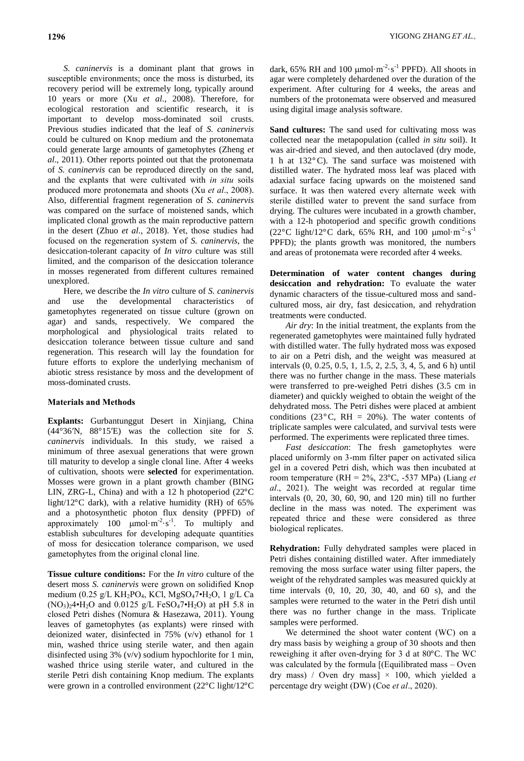*S. caninervis* is a dominant plant that grows in susceptible environments; once the moss is disturbed, its recovery period will be extremely long, typically around 10 years or more (Xu *et al*., 2008). Therefore, for ecological restoration and scientific research, it is important to develop moss-dominated soil crusts. Previous studies indicated that the leaf of *S. caninervis* could be cultured on Knop medium and the protonemata could generate large amounts of gametophytes (Zheng *et al*., 2011). Other reports pointed out that the protonemata of *S. caninervis* can be reproduced directly on the sand, and the explants that were cultivated with *in situ* soils produced more protonemata and shoots (Xu *et al*., 2008). Also, differential fragment regeneration of *S. caninervis* was compared on the surface of moistened sands, which implicated clonal growth as the main reproductive pattern in the desert (Zhuo *et al*., 2018). Yet, those studies had focused on the regeneration system of *S. caninervis*, the desiccation-tolerant capacity of *In vitro* culture was still limited, and the comparison of the desiccation tolerance in mosses regenerated from different cultures remained unexplored.

Here, we describe the *In vitro* culture of *S. caninervis* and use the developmental characteristics of gametophytes regenerated on tissue culture (grown on agar) and sands, respectively. We compared the morphological and physiological traits related to desiccation tolerance between tissue culture and sand regeneration. This research will lay the foundation for future efforts to explore the underlying mechanism of abiotic stress resistance by moss and the development of moss-dominated crusts.

## Materials and Methods

**Explants:** Gurbantunggut Desert in Xinjiang, China (44°36′N, 88°15′E) was the collection site for *S. caninervis* individuals. In this study, we raised a minimum of three asexual generations that were grown till maturity to develop a single clonal line. After 4 weeks of cultivation, shoots were **selected** for experimentation. Mosses were grown in a plant growth chamber (BING LIN, ZRG-L, China) and with a 12 h photoperiod (22°C light/12°C dark), with a relative humidity (RH) of 65% and a photosynthetic photon flux density (PPFD) of approximately 100 $\mu mol \cdot m^{-2} \cdot s^{-1}$. To multiply and establish subcultures for developing adequate quantities of moss for desiccation tolerance comparison, we used gametophytes from the original clonal line.

**Tissue culture conditions:** For the *In vitro* culture of the desert moss *S. caninervis* were grown on solidified Knop medium (0.25 g/L $KH_2PO_4$, KCl, $MgSO_4 7 \cdot H_2O$, 1 g/L Ca $(NO_3)_2 4 \cdot H_2O$ and 0.0125 g/L $FeSO_4 7 \cdot H_2O$) at pH 5.8 in closed Petri dishes (Nomura & Hasezawa, 2011). Young leaves of gametophytes (as explants) were rinsed with deionized water, disinfected in 75% (v/v) ethanol for 1 min, washed thrice using sterile water, and then again disinfected using 3% (v/v) sodium hypochlorite for 1 min, washed thrice using sterile water, and cultured in the sterile Petri dish containing Knop medium. The explants were grown in a controlled environment (22°C light/12°C dark, 65% RH and 100 $\mu mol \cdot m^{-2} \cdot s^{-1}$ PPFD). All shoots in agar were completely dehardened over the duration of the experiment. After culturing for 4 weeks, the areas and numbers of the protonemata were observed and measured using digital image analysis software.

**Sand cultures:** The sand used for cultivating moss was collected near the metapopulation (called *in situ* soil). It was air-dried and sieved, and then autoclaved (dry mode, 1 h at 132°C). The sand surface was moistened with distilled water. The hydrated moss leaf was placed with adaxial surface facing upwards on the moistened sand surface. It was then watered every alternate week with sterile distilled water to prevent the sand surface from drying. The cultures were incubated in a growth chamber, with a 12-h photoperiod and specific growth conditions (22°C light/12°C dark, 65% RH, and 100 $\mu mol \cdot m^{-2} \cdot s^{-1}$ PPFD); the plants growth was monitored, the numbers and areas of protonemata were recorded after 4 weeks.

**Determination of water content changes during desiccation and rehydration:** To evaluate the water dynamic characters of the tissue-cultured moss and sand-cultured moss, air dry, fast desiccation, and rehydration treatments were conducted.

*Air dry*: In the initial treatment, the explants from the regenerated gametophytes were maintained fully hydrated with distilled water. The fully hydrated moss was exposed to air on a Petri dish, and the weight was measured at intervals (0, 0.25, 0.5, 1, 1.5, 2, 2.5, 3, 4, 5, and 6 h) until there was no further change in the mass. These materials were transferred to pre-weighed Petri dishes (3.5 cm in diameter) and quickly weighed to obtain the weight of the dehydrated moss. The Petri dishes were placed at ambient conditions (23°C, RH = 20%). The water contents of triplicate samples were calculated, and survival tests were performed. The experiments were replicated three times.

*Fast desiccation*: The fresh gametophytes were placed uniformly on 3-mm filter paper on activated silica gel in a covered Petri dish, which was then incubated at room temperature (RH = 2%, 23°C, -537 MPa) (Liang *et al*., 2021). The weight was recorded at regular time intervals (0, 20, 30, 60, 90, and 120 min) till no further decline in the mass was noted. The experiment was repeated thrice and these were considered as three biological replicates.

**Rehydration:** Fully dehydrated samples were placed in Petri dishes containing distilled water. After immediately removing the moss surface water using filter papers, the weight of the rehydrated samples was measured quickly at time intervals (0, 10, 20, 30, 40, and 60 s), and the samples were returned to the water in the Petri dish until there was no further change in the mass. Triplicate samples were performed.

We determined the shoot water content (WC) on a dry mass basis by weighing a group of 30 shoots and then reweighing it after oven-drying for 3 d at 80°C. The WC was calculated by the formula [(Equilibrated mass – Oven dry mass) / Oven dry mass] × 100, which yielded a percentage dry weight (DW) (Coe *et al*., 2020).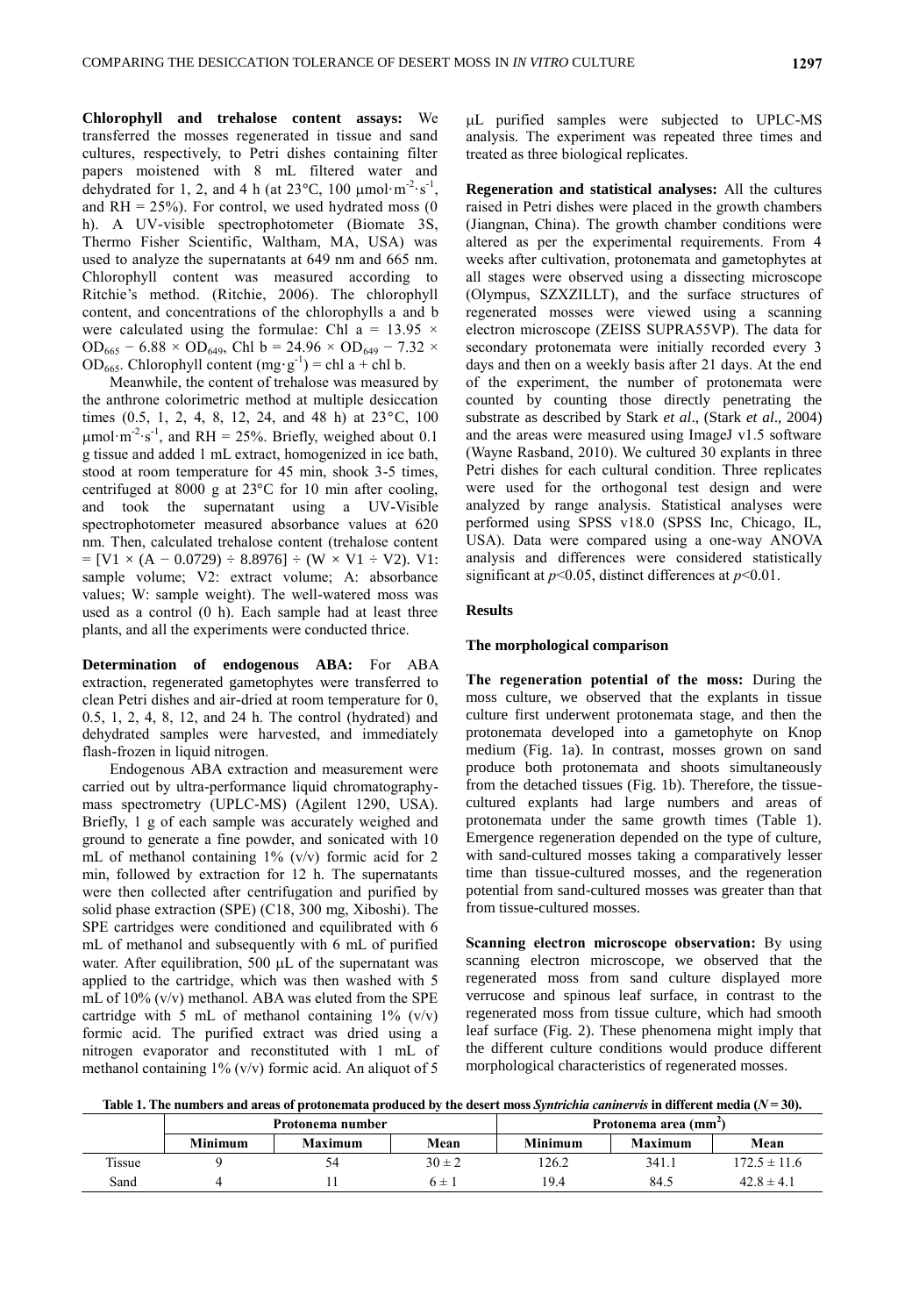**Chlorophyll and trehalose content assays:** We transferred the mosses regenerated in tissue and sand cultures, respectively, to Petri dishes containing filter papers moistened with 8 mL filtered water and dehydrated for 1, 2, and 4 h (at 23°C, 100 μmol·m$^{-2}$·s$^{-1}$, and RH = 25%). For control, we used hydrated moss (0 h). A UV-visible spectrophotometer (Biomate 3S, Thermo Fisher Scientific, Waltham, MA, USA) was used to analyze the supernatants at 649 nm and 665 nm. Chlorophyll content was measured according to Ritchie's method. (Ritchie, 2006). The chlorophyll content, and concentrations of the chlorophylls a and b were calculated using the formulae: Chl a = $13.95 \times OD_{665} - 6.88 \times OD_{649}$, Chl b = $24.96 \times OD_{649} - 7.32 \times OD_{665}$. Chlorophyll content (mg·g$^{-1}$) = chl a + chl b.

Meanwhile, the content of trehalose was measured by the anthrone colorimetric method at multiple desiccation times (0.5, 1, 2, 4, 8, 12, 24, and 48 h) at 23°C, 100 μmol·m$^{-2}$·s$^{-1}$, and RH = 25%. Briefly, weighed about 0.1 g tissue and added 1 mL extract, homogenized in ice bath, stood at room temperature for 45 min, shook 3-5 times, centrifuged at 8000 g at 23°C for 10 min after cooling, and took the supernatant using a UV-Visible spectrophotometer measured absorbance values at 620 nm. Then, calculated trehalose content (trehalose content = $[V1 \times (A - 0.0729) \div 8.8976] \div (W \times V1 \div V2)$. V1: sample volume; V2: extract volume; A: absorbance values; W: sample weight). The well-watered moss was used as a control (0 h). Each sample had at least three plants, and all the experiments were conducted thrice.

**Determination of endogenous ABA:** For ABA extraction, regenerated gametophytes were transferred to clean Petri dishes and air-dried at room temperature for 0, 0.5, 1, 2, 4, 8, 12, and 24 h. The control (hydrated) and dehydrated samples were harvested, and immediately flash-frozen in liquid nitrogen.

Endogenous ABA extraction and measurement were carried out by ultra-performance liquid chromatography-mass spectrometry (UPLC-MS) (Agilent 1290, USA). Briefly, 1 g of each sample was accurately weighed and ground to generate a fine powder, and sonicated with 10 mL of methanol containing 1% (v/v) formic acid for 2 min, followed by extraction for 12 h. The supernatants were then collected after centrifugation and purified by solid phase extraction (SPE) (C18, 300 mg, Xiboshi). The SPE cartridges were conditioned and equilibrated with 6 mL of methanol and subsequently with 6 mL of purified water. After equilibration, 500 μL of the supernatant was applied to the cartridge, which was then washed with 5 mL of 10% (v/v) methanol. ABA was eluted from the SPE cartridge with 5 mL of methanol containing 1% (v/v) formic acid. The purified extract was dried using a nitrogen evaporator and reconstituted with 1 mL of methanol containing 1% (v/v) formic acid. An aliquot of 5 μL purified samples were subjected to UPLC-MS analysis. The experiment was repeated three times and treated as three biological replicates.

**Regeneration and statistical analyses:** All the cultures raised in Petri dishes were placed in the growth chambers (Jiangnan, China). The growth chamber conditions were altered as per the experimental requirements. From 4 weeks after cultivation, protonemata and gametophytes at all stages were observed using a dissecting microscope (Olympus, SZXZILLT), and the surface structures of regenerated mosses were viewed using a scanning electron microscope (ZEISS SUPRA55VP). The data for secondary protonemata were initially recorded every 3 days and then on a weekly basis after 21 days. At the end of the experiment, the number of protonemata were counted by counting those directly penetrating the substrate as described by Stark *et al*., (Stark *et al*., 2004) and the areas were measured using ImageJ v1.5 software (Wayne Rasband, 2010). We cultured 30 explants in three Petri dishes for each cultural condition. Three replicates were used for the orthogonal test design and were analyzed by range analysis. Statistical analyses were performed using SPSS v18.0 (SPSS Inc, Chicago, IL, USA). Data were compared using a one-way ANOVA analysis and differences were considered statistically significant at $p<0.05$, distinct differences at $p<0.01$.

## Results

### The morphological comparison

**The regeneration potential of the moss:** During the moss culture, we observed that the explants in tissue culture first underwent protonemata stage, and then the protonemata developed into a gametophyte on Knop medium (Fig. 1a). In contrast, mosses grown on sand produce both protonemata and shoots simultaneously from the detached tissues (Fig. 1b). Therefore, the tissue-cultured explants had large numbers and areas of protonemata under the same growth times (Table 1). Emergence regeneration depended on the type of culture, with sand-cultured mosses taking a comparatively lesser time than tissue-cultured mosses, and the regeneration potential from sand-cultured mosses was greater than that from tissue-cultured mosses.

**Scanning electron microscope observation:** By using scanning electron microscope, we observed that the regenerated moss from sand culture displayed more verrucose and spinous leaf surface, in contrast to the regenerated moss from tissue culture, which had smooth leaf surface (Fig. 2). These phenomena might imply that the different culture conditions would produce different morphological characteristics of regenerated mosses.

**Table 1. The numbers and areas of protonemata produced by the desert moss *Syntrichia caninervis* in different media ($N$ = 30).**

| | Protonema number | | | Protonema area (mm$^2$) | | |
|---|---|---|---|---|---|---|
| | Minimum | Maximum | Mean | Minimum | Maximum | Mean |
| Tissue | 9 | 54 | 30 ± 2 | 126.2 | 341.1 | 172.5 ± 11.6 |
| Sand | 4 | 11 | 6 ± 1 | 19.4 | 84.5 | 42.8 ± 4.1 |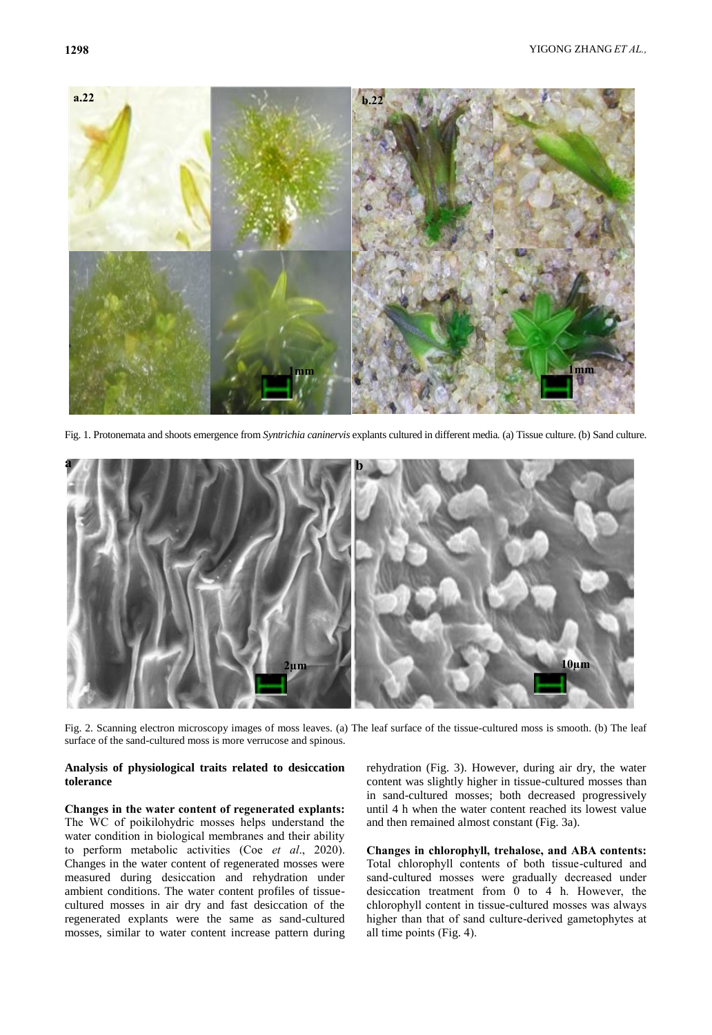Fig. 1. Protonemata and shoots emergence from *Syntrichia caninervis* explants cultured in different media. (a) Tissue culture. (b) Sand culture.

Fig. 2. Scanning electron microscopy images of moss leaves. (a) The leaf surface of the tissue-cultured moss is smooth. (b) The leaf surface of the sand-cultured moss is more verrucose and spinous.

### Analysis of physiological traits related to desiccation tolerance

**Changes in the water content of regenerated explants:** The WC of poikilohydric mosses helps understand the water condition in biological membranes and their ability to perform metabolic activities (Coe *et al*., 2020). Changes in the water content of regenerated mosses were measured during desiccation and rehydration under ambient conditions. The water content profiles of tissue-cultured mosses in air dry and fast desiccation of the regenerated explants were the same as sand-cultured mosses, similar to water content increase pattern during rehydration (Fig. 3). However, during air dry, the water content was slightly higher in tissue-cultured mosses than in sand-cultured mosses; both decreased progressively until 4 h when the water content reached its lowest value and then remained almost constant (Fig. 3a).

**Changes in chlorophyll, trehalose, and ABA contents:** Total chlorophyll contents of both tissue-cultured and sand-cultured mosses were gradually decreased under desiccation treatment from 0 to 4 h. However, the chlorophyll content in tissue-cultured mosses was always higher than that of sand culture-derived gametophytes at all time points (Fig. 4).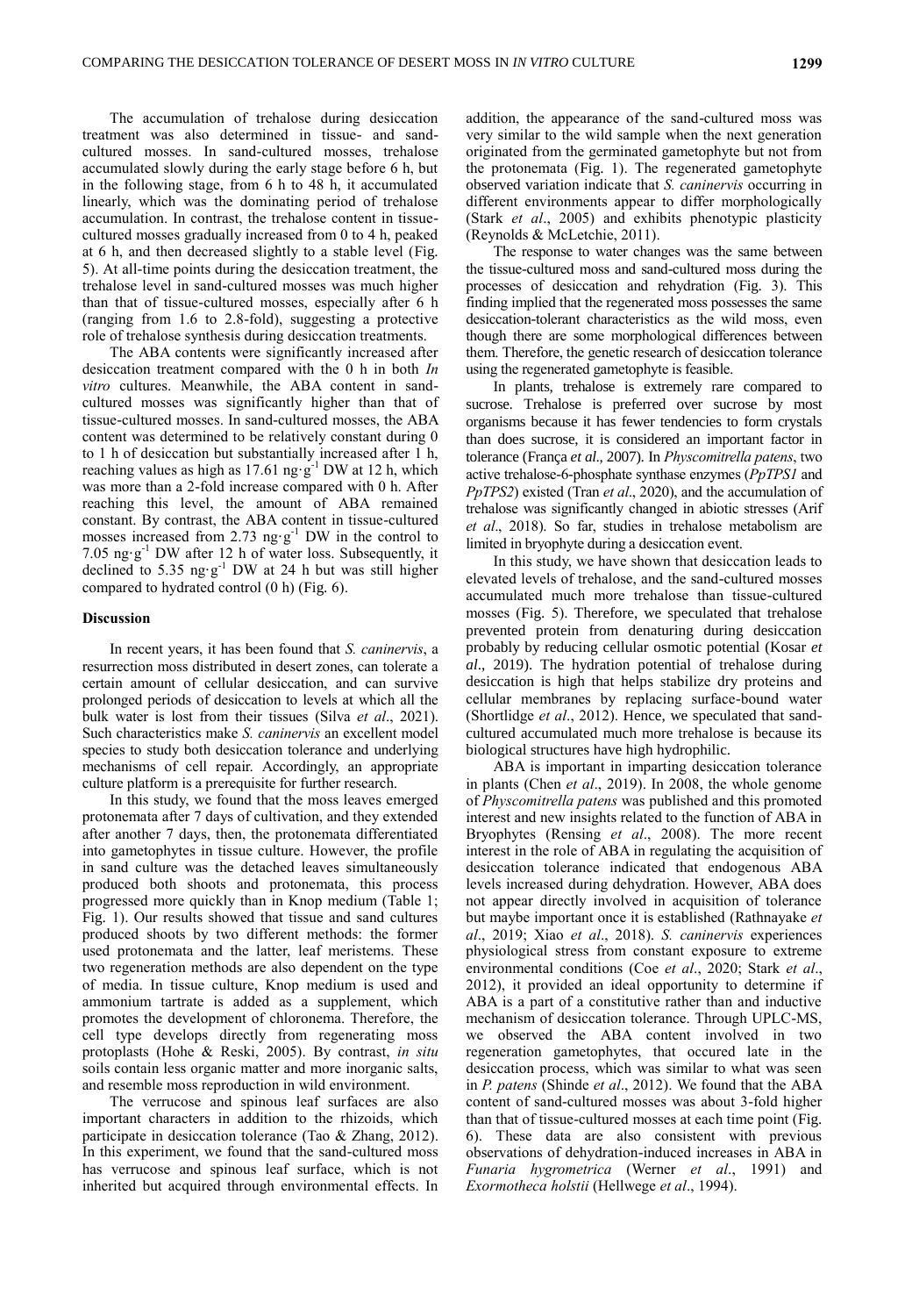The accumulation of trehalose during desiccation treatment was also determined in tissue- and sand-cultured mosses. In sand-cultured mosses, trehalose accumulated slowly during the early stage before 6 h, but in the following stage, from 6 h to 48 h, it accumulated linearly, which was the dominating period of trehalose accumulation. In contrast, the trehalose content in tissue-cultured mosses gradually increased from 0 to 4 h, peaked at 6 h, and then decreased slightly to a stable level (Fig. 5). At all-time points during the desiccation treatment, the trehalose level in sand-cultured mosses was much higher than that of tissue-cultured mosses, especially after 6 h (ranging from 1.6 to 2.8-fold), suggesting a protective role of trehalose synthesis during desiccation treatments.

The ABA contents were significantly increased after desiccation treatment compared with the 0 h in both *In vitro* cultures. Meanwhile, the ABA content in sand-cultured mosses was significantly higher than that of tissue-cultured mosses. In sand-cultured mosses, the ABA content was determined to be relatively constant during 0 to 1 h of desiccation but substantially increased after 1 h, reaching values as high as 17.61 $ng \cdot g^{-1}$ DW at 12 h, which was more than a 2-fold increase compared with 0 h. After reaching this level, the amount of ABA remained constant. By contrast, the ABA content in tissue-cultured mosses increased from 2.73 $ng \cdot g^{-1}$ DW in the control to 7.05 $ng \cdot g^{-1}$ DW after 12 h of water loss. Subsequently, it declined to 5.35 $ng \cdot g^{-1}$ DW at 24 h but was still higher compared to hydrated control (0 h) (Fig. 6).

### Discussion

In recent years, it has been found that *S. caninervis*, a resurrection moss distributed in desert zones, can tolerate a certain amount of cellular desiccation, and can survive prolonged periods of desiccation to levels at which all the bulk water is lost from their tissues (Silva *et al*., 2021). Such characteristics make *S. caninervis* an excellent model species to study both desiccation tolerance and underlying mechanisms of cell repair. Accordingly, an appropriate culture platform is a prerequisite for further research.

In this study, we found that the moss leaves emerged protonemata after 7 days of cultivation, and they extended after another 7 days, then, the protonemata differentiated into gametophytes in tissue culture. However, the profile in sand culture was the detached leaves simultaneously produced both shoots and protonemata, this process progressed more quickly than in Knop medium (Table 1; Fig. 1). Our results showed that tissue and sand cultures produced shoots by two different methods: the former used protonemata and the latter, leaf meristems. These two regeneration methods are also dependent on the type of media. In tissue culture, Knop medium is used and ammonium tartrate is added as a supplement, which promotes the development of chloronema. Therefore, the cell type develops directly from regenerating moss protoplasts (Hohe & Reski, 2005). By contrast, *in situ* soils contain less organic matter and more inorganic salts, and resemble moss reproduction in wild environment.

The verrucose and spinous leaf surfaces are also important characters in addition to the rhizoids, which participate in desiccation tolerance (Tao & Zhang, 2012). In this experiment, we found that the sand-cultured moss has verrucose and spinous leaf surface, which is not inherited but acquired through environmental effects. In addition, the appearance of the sand-cultured moss was very similar to the wild sample when the next generation originated from the germinated gametophyte but not from the protonemata (Fig. 1). The regenerated gametophyte observed variation indicate that *S. caninervis* occurring in different environments appear to differ morphologically (Stark *et al*., 2005) and exhibits phenotypic plasticity (Reynolds & McLetchie, 2011).

The response to water changes was the same between the tissue-cultured moss and sand-cultured moss during the processes of desiccation and rehydration (Fig. 3). This finding implied that the regenerated moss possesses the same desiccation-tolerant characteristics as the wild moss, even though there are some morphological differences between them. Therefore, the genetic research of desiccation tolerance using the regenerated gametophyte is feasible.

In plants, trehalose is extremely rare compared to sucrose. Trehalose is preferred over sucrose by most organisms because it has fewer tendencies to form crystals than does sucrose, it is considered an important factor in tolerance (França *et al*., 2007). In *Physcomitrella patens*, two active trehalose-6-phosphate synthase enzymes (*PpTPS1* and *PpTPS2*) existed (Tran *et al*., 2020), and the accumulation of trehalose was significantly changed in abiotic stresses (Arif *et al*., 2018). So far, studies in trehalose metabolism are limited in bryophyte during a desiccation event.

In this study, we have shown that desiccation leads to elevated levels of trehalose, and the sand-cultured mosses accumulated much more trehalose than tissue-cultured mosses (Fig. 5). Therefore, we speculated that trehalose prevented protein from denaturing during desiccation probably by reducing cellular osmotic potential (Kosar *et al*., 2019). The hydration potential of trehalose during desiccation is high that helps stabilize dry proteins and cellular membranes by replacing surface-bound water (Shortlidge *et al*., 2012). Hence, we speculated that sand-cultured accumulated much more trehalose is because its biological structures have high hydrophilic.

ABA is important in imparting desiccation tolerance in plants (Chen *et al*., 2019). In 2008, the whole genome of *Physcomitrella patens* was published and this promoted interest and new insights related to the function of ABA in Bryophytes (Rensing *et al*., 2008). The more recent interest in the role of ABA in regulating the acquisition of desiccation tolerance indicated that endogenous ABA levels increased during dehydration. However, ABA does not appear directly involved in acquisition of tolerance but maybe important once it is established (Rathnayake *et al*., 2019; Xiao *et al*., 2018). *S. caninervis* experiences physiological stress from constant exposure to extreme environmental conditions (Coe *et al*., 2020; Stark *et al*., 2012), it provided an ideal opportunity to determine if ABA is a part of a constitutive rather than and inductive mechanism of desiccation tolerance. Through UPLC-MS, we observed the ABA content involved in two regeneration gametophytes, that occured late in the desiccation process, which was similar to what was seen in *P. patens* (Shinde *et al*., 2012). We found that the ABA content of sand-cultured mosses was about 3-fold higher than that of tissue-cultured mosses at each time point (Fig. 6). These data are also consistent with previous observations of dehydration-induced increases in ABA in *Funaria hygrometrica* (Werner *et al*., 1991) and *Exormotheca holstii* (Hellwege *et al*., 1994).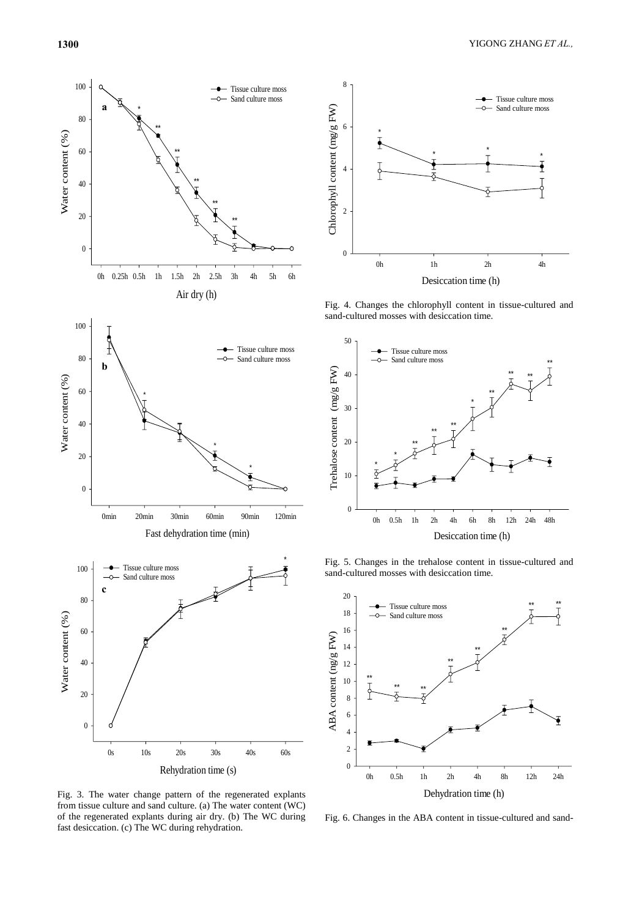Fig. 3. The water change pattern of the regenerated explants from tissue culture and sand culture. (a) The water content (WC) of the regenerated explants during air dry. (b) The WC during fast desiccation. (c) The WC during rehydration.

Fig. 4. Changes the chlorophyll content in tissue-cultured and sand-cultured mosses with desiccation time.

Fig. 5. Changes in the trehalose content in tissue-cultured and sand-cultured mosses with desiccation time.

Fig. 6. Changes in the ABA content in tissue-cultured and sand-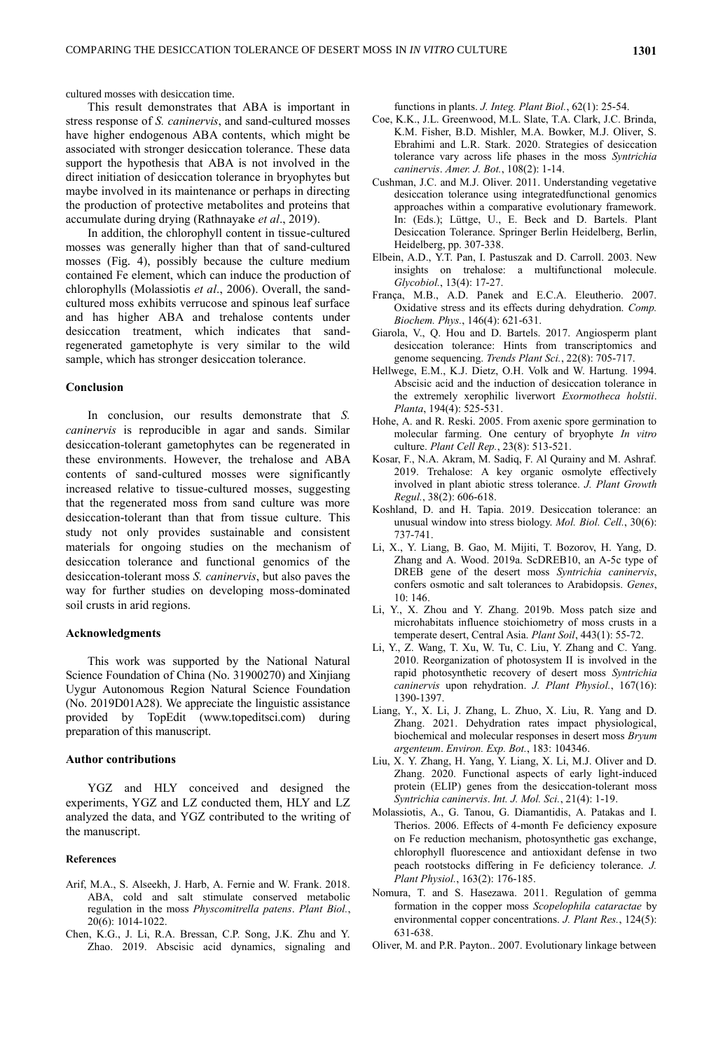cultured mosses with desiccation time.

This result demonstrates that ABA is important in stress response of *S. caninervis*, and sand-cultured mosses have higher endogenous ABA contents, which might be associated with stronger desiccation tolerance. These data support the hypothesis that ABA is not involved in the direct initiation of desiccation tolerance in bryophytes but maybe involved in its maintenance or perhaps in directing the production of protective metabolites and proteins that accumulate during drying (Rathnayake *et al*., 2019).

In addition, the chlorophyll content in tissue-cultured mosses was generally higher than that of sand-cultured mosses (Fig. 4), possibly because the culture medium contained Fe element, which can induce the production of chlorophylls (Molassiotis *et al*., 2006). Overall, the sand-cultured moss exhibits verrucose and spinous leaf surface and has higher ABA and trehalose contents under desiccation treatment, which indicates that sand-regenerated gametophyte is very similar to the wild sample, which has stronger desiccation tolerance.

## Conclusion

In conclusion, our results demonstrate that *S. caninervis* is reproducible in agar and sands. Similar desiccation-tolerant gametophytes can be regenerated in these environments. However, the trehalose and ABA contents of sand-cultured mosses were significantly increased relative to tissue-cultured mosses, suggesting that the regenerated moss from sand culture was more desiccation-tolerant than that from tissue culture. This study not only provides sustainable and consistent materials for ongoing studies on the mechanism of desiccation tolerance and functional genomics of the desiccation-tolerant moss *S. caninervis*, but also paves the way for further studies on developing moss-dominated soil crusts in arid regions.

## Acknowledgments

This work was supported by the National Natural Science Foundation of China (No. 31900270) and Xinjiang Uygur Autonomous Region Natural Science Foundation (No. 2019D01A28). We appreciate the linguistic assistance provided by TopEdit (www.topeditsci.com) during preparation of this manuscript.

## Author contributions

YGZ and HLY conceived and designed the experiments, YGZ and LZ conducted them, HLY and LZ analyzed the data, and YGZ contributed to the writing of the manuscript.

## References

Arif, M.A., S. Alseekh, J. Harb, A. Fernie and W. Frank. 2018. ABA, cold and salt stimulate conserved metabolic regulation in the moss *Physcomitrella patens*. *Plant Biol.*, 20(6): 1014-1022.

Chen, K.G., J. Li, R.A. Bressan, C.P. Song, J.K. Zhu and Y. Zhao. 2019. Abscisic acid dynamics, signaling and functions in plants. *J. Integ. Plant Biol.*, 62(1): 25-54.

Coe, K.K., J.L. Greenwood, M.L. Slate, T.A. Clark, J.C. Brinda, K.M. Fisher, B.D. Mishler, M.A. Bowker, M.J. Oliver, S. Ebrahimi and L.R. Stark. 2020. Strategies of desiccation tolerance vary across life phases in the moss *Syntrichia caninervis*. *Amer. J. Bot.*, 108(2): 1-14.

Cushman, J.C. and M.J. Oliver. 2011. Understanding vegetative desiccation tolerance using integratedfunctional genomics approaches within a comparative evolutionary framework. In: (Eds.); Lüttge, U., E. Beck and D. Bartels. Plant Desiccation Tolerance. Springer Berlin Heidelberg, Berlin, Heidelberg, pp. 307-338.

Elbein, A.D., Y.T. Pan, I. Pastuszak and D. Carroll. 2003. New insights on trehalose: a multifunctional molecule. *Glycobiol.*, 13(4): 17-27.

França, M.B., A.D. Panek and E.C.A. Eleutherio. 2007. Oxidative stress and its effects during dehydration. *Comp. Biochem. Phys.*, 146(4): 621-631.

Giarola, V., Q. Hou and D. Bartels. 2017. Angiosperm plant desiccation tolerance: Hints from transcriptomics and genome sequencing. *Trends Plant Sci.*, 22(8): 705-717.

Hellwege, E.M., K.J. Dietz, O.H. Volk and W. Hartung. 1994. Abscisic acid and the induction of desiccation tolerance in the extremely xerophilic liverwort *Exormotheca holstii*. *Planta*, 194(4): 525-531.

Hohe, A. and R. Reski. 2005. From axenic spore germination to molecular farming. One century of bryophyte *In vitro* culture. *Plant Cell Rep.*, 23(8): 513-521.

Kosar, F., N.A. Akram, M. Sadiq, F. Al Qurainy and M. Ashraf. 2019. Trehalose: A key organic osmolyte effectively involved in plant abiotic stress tolerance. *J. Plant Growth Regul.*, 38(2): 606-618.

Koshland, D. and H. Tapia. 2019. Desiccation tolerance: an unusual window into stress biology. *Mol. Biol. Cell.*, 30(6): 737-741.

Li, X., Y. Liang, B. Gao, M. Mijiti, T. Bozorov, H. Yang, D. Zhang and A. Wood. 2019a. ScDREB10, an A-5c type of DREB gene of the desert moss *Syntrichia caninervis*, confers osmotic and salt tolerances to Arabidopsis. *Genes*, 10: 146.

Li, Y., X. Zhou and Y. Zhang. 2019b. Moss patch size and microhabitats influence stoichiometry of moss crusts in a temperate desert, Central Asia. *Plant Soil*, 443(1): 55-72.

Li, Y., Z. Wang, T. Xu, W. Tu, C. Liu, Y. Zhang and C. Yang. 2010. Reorganization of photosystem II is involved in the rapid photosynthetic recovery of desert moss *Syntrichia caninervis* upon rehydration. *J. Plant Physiol.*, 167(16): 1390-1397.

Liang, Y., X. Li, J. Zhang, L. Zhuo, X. Liu, R. Yang and D. Zhang. 2021. Dehydration rates impact physiological, biochemical and molecular responses in desert moss *Bryum argenteum*. *Environ. Exp. Bot.*, 183: 104346.

Liu, X. Y. Zhang, H. Yang, Y. Liang, X. Li, M.J. Oliver and D. Zhang. 2020. Functional aspects of early light-induced protein (ELIP) genes from the desiccation-tolerant moss *Syntrichia caninervis*. *Int. J. Mol. Sci.*, 21(4): 1-19.

Molassiotis, A., G. Tanou, G. Diamantidis, A. Patakas and I. Therios. 2006. Effects of 4-month Fe deficiency exposure on Fe reduction mechanism, photosynthetic gas exchange, chlorophyll fluorescence and antioxidant defense in two peach rootstocks differing in Fe deficiency tolerance. *J. Plant Physiol.*, 163(2): 176-185.

Nomura, T. and S. Hasezawa. 2011. Regulation of gemma formation in the copper moss *Scopelophila cataractae* by environmental copper concentrations. *J. Plant Res.*, 124(5): 631-638.

Oliver, M. and P.R. Payton.. 2007. Evolutionary linkage between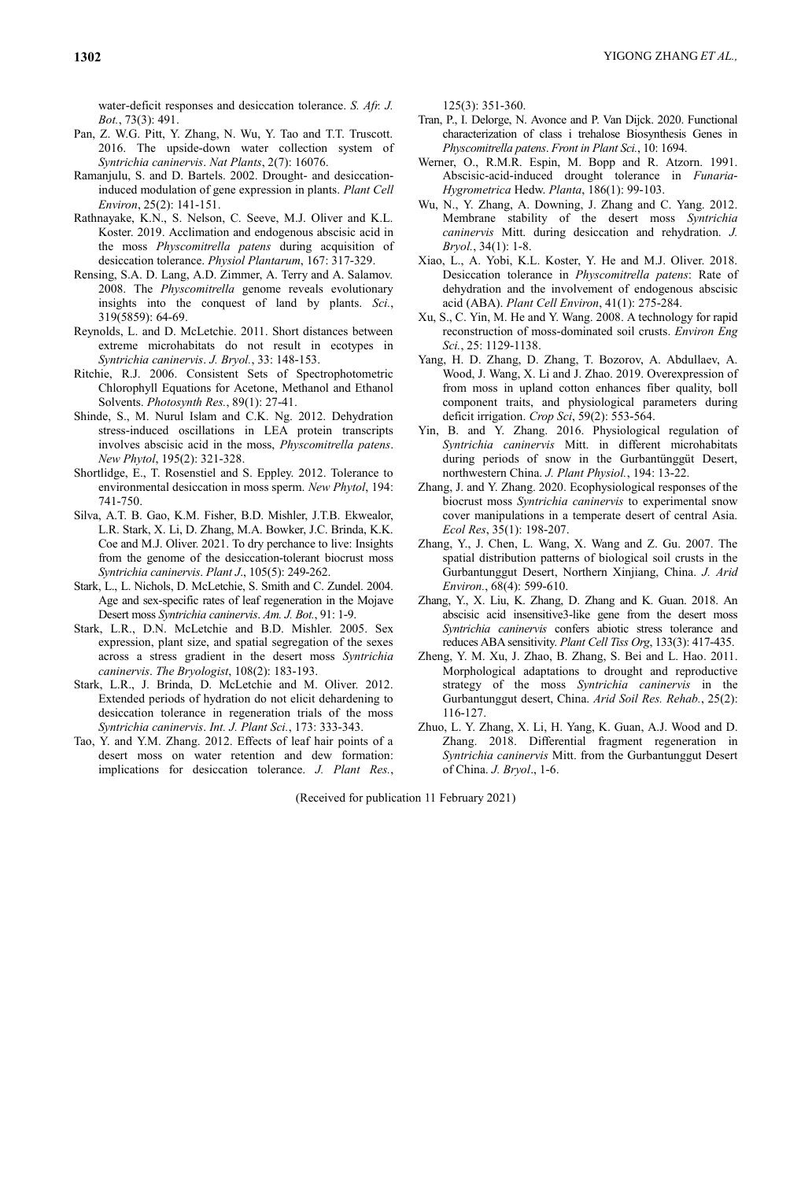water-deficit responses and desiccation tolerance. *S. Afr. J. Bot.*, 73(3): 491.

Pan, Z. W.G. Pitt, Y. Zhang, N. Wu, Y. Tao and T.T. Truscott. 2016. The upside-down water collection system of *Syntrichia caninervis*. *Nat Plants*, 2(7): 16076.

Ramanjulu, S. and D. Bartels. 2002. Drought- and desiccation-induced modulation of gene expression in plants. *Plant Cell Environ*, 25(2): 141-151.

Rathnayake, K.N., S. Nelson, C. Seeve, M.J. Oliver and K.L. Koster. 2019. Acclimation and endogenous abscisic acid in the moss *Physcomitrella patens* during acquisition of desiccation tolerance. *Physiol Plantarum*, 167: 317-329.

Rensing, S.A. D. Lang, A.D. Zimmer, A. Terry and A. Salamov. 2008. The *Physcomitrella* genome reveals evolutionary insights into the conquest of land by plants. *Sci.*, 319(5859): 64-69.

Reynolds, L. and D. McLetchie. 2011. Short distances between extreme microhabitats do not result in ecotypes in *Syntrichia caninervis*. *J. Bryol.*, 33: 148-153.

Ritchie, R.J. 2006. Consistent Sets of Spectrophotometric Chlorophyll Equations for Acetone, Methanol and Ethanol Solvents. *Photosynth Res.*, 89(1): 27-41.

Shinde, S., M. Nurul Islam and C.K. Ng. 2012. Dehydration stress-induced oscillations in LEA protein transcripts involves abscisic acid in the moss, *Physcomitrella patens*. *New Phytol*, 195(2): 321-328.

Shortlidge, E., T. Rosenstiel and S. Eppley. 2012. Tolerance to environmental desiccation in moss sperm. *New Phytol*, 194: 741-750.

Silva, A.T. B. Gao, K.M. Fisher, B.D. Mishler, J.T.B. Ekwealor, L.R. Stark, X. Li, D. Zhang, M.A. Bowker, J.C. Brinda, K.K. Coe and M.J. Oliver. 2021. To dry perchance to live: Insights from the genome of the desiccation-tolerant biocrust moss *Syntrichia caninervis*. *Plant J.*, 105(5): 249-262.

Stark, L., L. Nichols, D. McLetchie, S. Smith and C. Zundel. 2004. Age and sex-specific rates of leaf regeneration in the Mojave Desert moss *Syntrichia caninervis*. *Am. J. Bot.*, 91: 1-9.

Stark, L.R., D.N. McLetchie and B.D. Mishler. 2005. Sex expression, plant size, and spatial segregation of the sexes across a stress gradient in the desert moss *Syntrichia caninervis*. *The Bryologist*, 108(2): 183-193.

Stark, L.R., J. Brinda, D. McLetchie and M. Oliver. 2012. Extended periods of hydration do not elicit dehardening to desiccation tolerance in regeneration trials of the moss *Syntrichia caninervis*. *Int. J. Plant Sci.*, 173: 333-343.

Tao, Y. and Y.M. Zhang. 2012. Effects of leaf hair points of a desert moss on water retention and dew formation: implications for desiccation tolerance. *J. Plant Res.*, 125(3): 351-360.

Tran, P., I. Delorge, N. Avonce and P. Van Dijck. 2020. Functional characterization of class i trehalose Biosynthesis Genes in *Physcomitrella patens*. *Front in Plant Sci.*, 10: 1694.

Werner, O., R.M.R. Espin, M. Bopp and R. Atzorn. 1991. Abscisic-acid-induced drought tolerance in *Funaria-Hygrometrica* Hedw. *Planta*, 186(1): 99-103.

Wu, N., Y. Zhang, A. Downing, J. Zhang and C. Yang. 2012. Membrane stability of the desert moss *Syntrichia caninervis* Mitt. during desiccation and rehydration. *J. Bryol.*, 34(1): 1-8.

Xiao, L., A. Yobi, K.L. Koster, Y. He and M.J. Oliver. 2018. Desiccation tolerance in *Physcomitrella patens*: Rate of dehydration and the involvement of endogenous abscisic acid (ABA). *Plant Cell Environ*, 41(1): 275-284.

Xu, S., C. Yin, M. He and Y. Wang. 2008. A technology for rapid reconstruction of moss-dominated soil crusts. *Environ Eng Sci.*, 25: 1129-1138.

Yang, H. D. Zhang, D. Zhang, T. Bozorov, A. Abdullaev, A. Wood, J. Wang, X. Li and J. Zhao. 2019. Overexpression of from moss in upland cotton enhances fiber quality, boll component traits, and physiological parameters during deficit irrigation. *Crop Sci*, 59(2): 553-564.

Yin, B. and Y. Zhang. 2016. Physiological regulation of *Syntrichia caninervis* Mitt. in different microhabitats during periods of snow in the Gurbantünggüt Desert, northwestern China. *J. Plant Physiol.*, 194: 13-22.

Zhang, J. and Y. Zhang. 2020. Ecophysiological responses of the biocrust moss *Syntrichia caninervis* to experimental snow cover manipulations in a temperate desert of central Asia. *Ecol Res*, 35(1): 198-207.

Zhang, Y., J. Chen, L. Wang, X. Wang and Z. Gu. 2007. The spatial distribution patterns of biological soil crusts in the Gurbantunggut Desert, Northern Xinjiang, China. *J. Arid Environ.*, 68(4): 599-610.

Zhang, Y., X. Liu, K. Zhang, D. Zhang and K. Guan. 2018. An abscisic acid insensitive3-like gene from the desert moss *Syntrichia caninervis* confers abiotic stress tolerance and reduces ABA sensitivity. *Plant Cell Tiss Org*, 133(3): 417-435.

Zheng, Y. M. Xu, J. Zhao, B. Zhang, S. Bei and L. Hao. 2011. Morphological adaptations to drought and reproductive strategy of the moss *Syntrichia caninervis* in the Gurbantunggut desert, China. *Arid Soil Res. Rehab.*, 25(2): 116-127.

Zhuo, L. Y. Zhang, X. Li, H. Yang, K. Guan, A.J. Wood and D. Zhang. 2018. Differential fragment regeneration in *Syntrichia caninervis* Mitt. from the Gurbantunggut Desert of China. *J. Bryol.*, 1-6.

(Received for publication 11 February 2021)